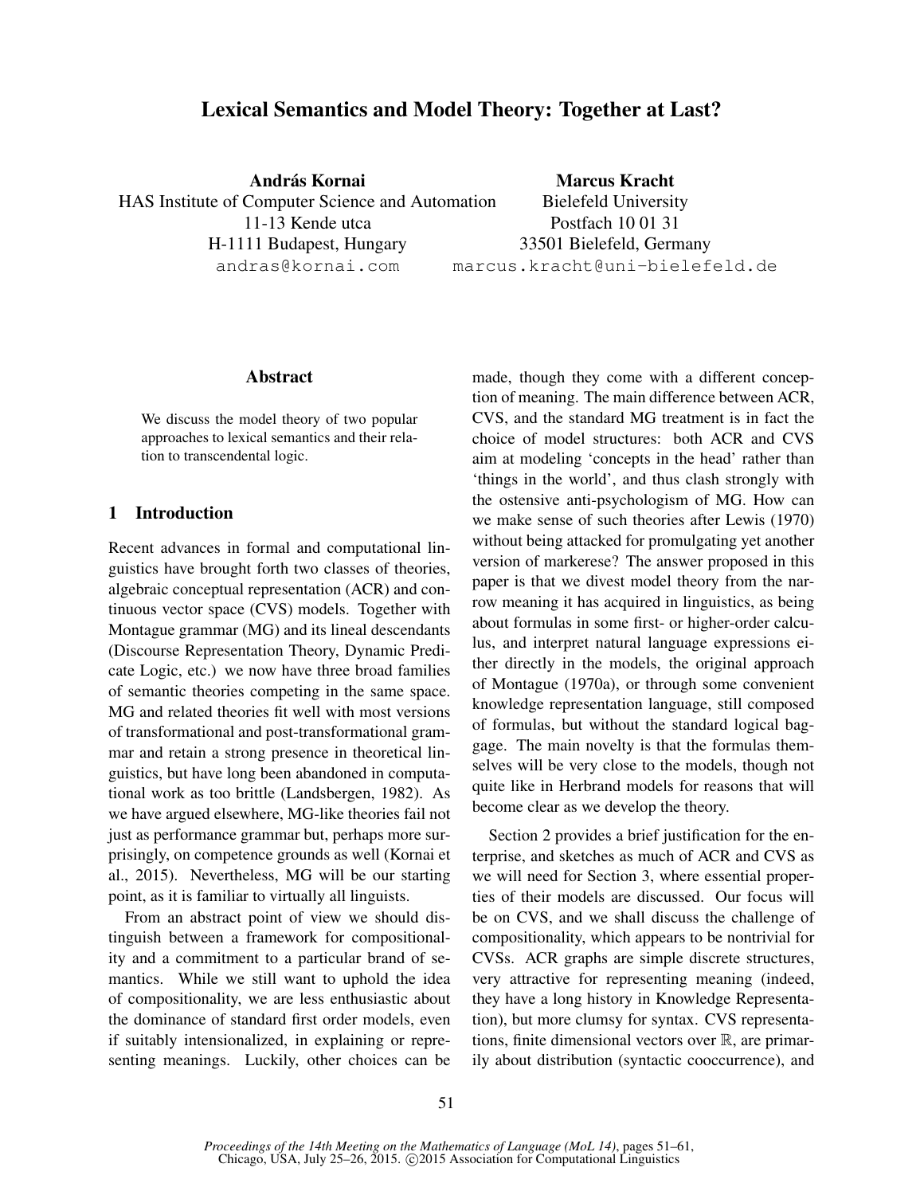# Lexical Semantics and Model Theory: Together at Last?

**András Kornai**
HAS Institute of Computer Science and Automation
11-13 Kende utca
H-1111 Budapest, Hungary
andras@kornai.com

**Marcus Kracht**
Bielefeld University
Postfach 10 01 31
33501 Bielefeld, Germany
marcus.kracht@uni-bielefeld.de

## Abstract

We discuss the model theory of two popular approaches to lexical semantics and their relation to transcendental logic.

## 1 Introduction

Recent advances in formal and computational linguistics have brought forth two classes of theories, algebraic conceptual representation (ACR) and continuous vector space (CVS) models. Together with Montague grammar (MG) and its lineal descendants (Discourse Representation Theory, Dynamic Predicate Logic, etc.) we now have three broad families of semantic theories competing in the same space. MG and related theories fit well with most versions of transformational and post-transformational grammar and retain a strong presence in theoretical linguistics, but have long been abandoned in computational work as too brittle (Landsbergen, 1982). As we have argued elsewhere, MG-like theories fail not just as performance grammar but, perhaps more surprisingly, on competence grounds as well (Kornai et al., 2015). Nevertheless, MG will be our starting point, as it is familiar to virtually all linguists.

From an abstract point of view we should distinguish between a framework for compositionality and a commitment to a particular brand of semantics. While we still want to uphold the idea of compositionality, we are less enthusiastic about the dominance of standard first order models, even if suitably intensionalized, in explaining or representing meanings. Luckily, other choices can be made, though they come with a different conception of meaning. The main difference between ACR, CVS, and the standard MG treatment is in fact the choice of model structures: both ACR and CVS aim at modeling 'concepts in the head' rather than 'things in the world', and thus clash strongly with the ostensive anti-psychologism of MG. How can we make sense of such theories after Lewis (1970) without being attacked for promulgating yet another version of markerese? The answer proposed in this paper is that we divest model theory from the narrow meaning it has acquired in linguistics, as being about formulas in some first- or higher-order calculus, and interpret natural language expressions either directly in the models, the original approach of Montague (1970a), or through some convenient knowledge representation language, still composed of formulas, but without the standard logical baggage. The main novelty is that the formulas themselves will be very close to the models, though not quite like in Herbrand models for reasons that will become clear as we develop the theory.

Section 2 provides a brief justification for the enterprise, and sketches as much of ACR and CVS as we will need for Section 3, where essential properties of their models are discussed. Our focus will be on CVS, and we shall discuss the challenge of compositionality, which appears to be nontrivial for CVSs. ACR graphs are simple discrete structures, very attractive for representing meaning (indeed, they have a long history in Knowledge Representation), but more clumsy for syntax. CVS representations, finite dimensional vectors over $\mathbb{R}$, are primarily about distribution (syntactic cooccurrence), and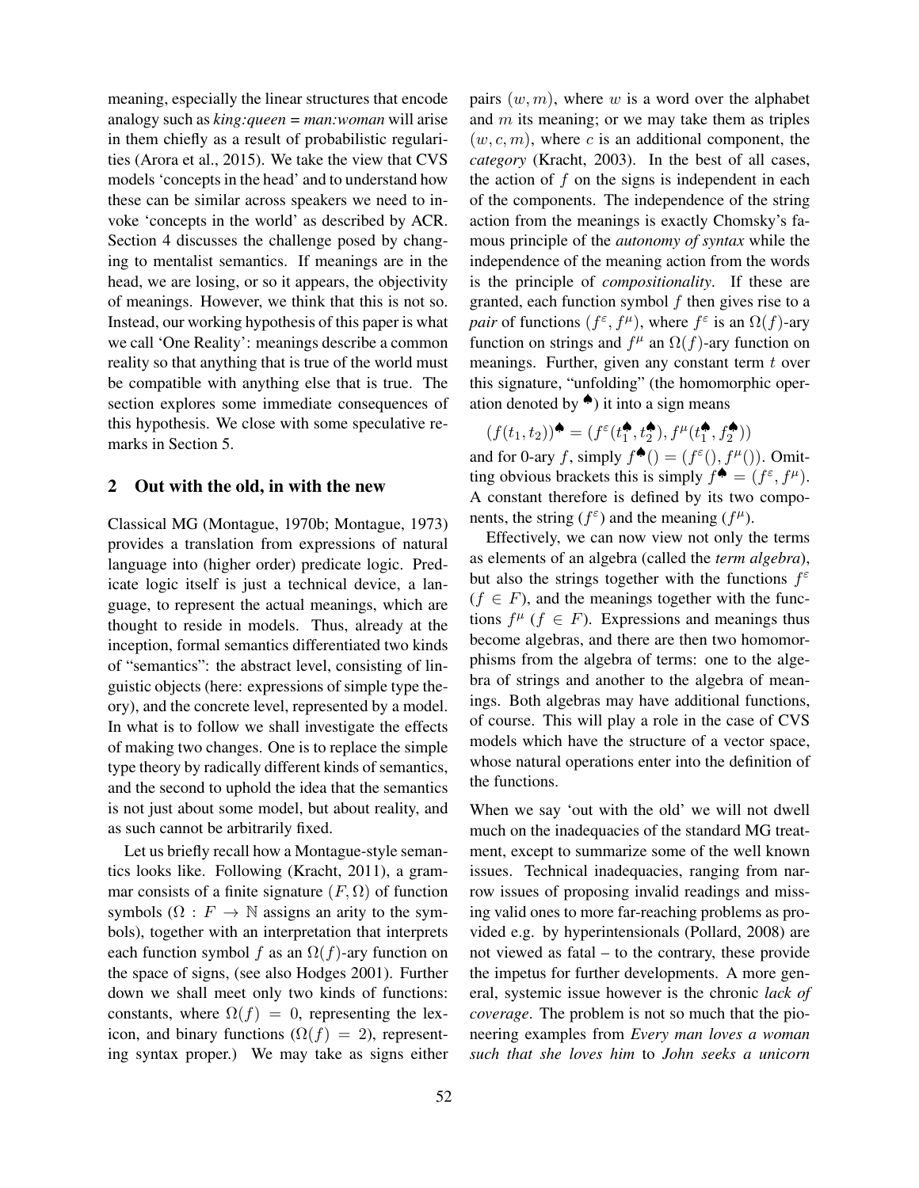meaning, especially the linear structures that encode analogy such as *king:queen* = *man:woman* will arise in them chiefly as a result of probabilistic regularities (Arora et al., 2015). We take the view that CVS models 'concepts in the head' and to understand how these can be similar across speakers we need to invoke 'concepts in the world' as described by ACR. Section 4 discusses the challenge posed by changing to mentalist semantics. If meanings are in the head, we are losing, or so it appears, the objectivity of meanings. However, we think that this is not so. Instead, our working hypothesis of this paper is what we call 'One Reality': meanings describe a common reality so that anything that is true of the world must be compatible with anything else that is true. The section explores some immediate consequences of this hypothesis. We close with some speculative remarks in Section 5.

## 2 Out with the old, in with the new

Classical MG (Montague, 1970b; Montague, 1973) provides a translation from expressions of natural language into (higher order) predicate logic. Predicate logic itself is just a technical device, a language, to represent the actual meanings, which are thought to reside in models. Thus, already at the inception, formal semantics differentiated two kinds of "semantics": the abstract level, consisting of linguistic objects (here: expressions of simple type theory), and the concrete level, represented by a model. In what is to follow we shall investigate the effects of making two changes. One is to replace the simple type theory by radically different kinds of semantics, and the second to uphold the idea that the semantics is not just about some model, but about reality, and as such cannot be arbitrarily fixed.

Let us briefly recall how a Montague-style semantics looks like. Following (Kracht, 2011), a grammar consists of a finite signature $(F, \Omega)$ of function symbols ($\Omega : F \to \mathbb{N}$ assigns an arity to the symbols), together with an interpretation that interprets each function symbol $f$ as an $\Omega(f)$-ary function on the space of signs, (see also Hodges 2001). Further down we shall meet only two kinds of functions: constants, where $\Omega(f) = 0$, representing the lexicon, and binary functions ($\Omega(f) = 2$), representing syntax proper.) We may take as signs either pairs $(w, m)$, where $w$ is a word over the alphabet and $m$ its meaning; or we may take them as triples $(w, c, m)$, where $c$ is an additional component, the *category* (Kracht, 2003). In the best of all cases, the action of $f$ on the signs is independent in each of the components. The independence of the string action from the meanings is exactly Chomsky's famous principle of the *autonomy of syntax* while the independence of the meaning action from the words is the principle of *compositionality*. If these are granted, each function symbol $f$ then gives rise to a *pair* of functions $(f^{\varepsilon}, f^{\mu})$, where $f^{\varepsilon}$ is an $\Omega(f)$-ary function on strings and $f^{\mu}$ an $\Omega(f)$-ary function on meanings. Further, given any constant term $t$ over this signature, "unfolding" (the homomorphic operation denoted by $\spadesuit$) it into a sign means

$$(f(t_1, t_2))^{\spadesuit} = (f^{\varepsilon}(t_1^{\spadesuit}, t_2^{\spadesuit}), f^{\mu}(t_1^{\spadesuit}, f_2^{\spadesuit}))$$

and for 0-ary $f$, simply $f^{\spadesuit}() = (f^{\varepsilon}(), f^{\mu}())$. Omitting obvious brackets this is simply $f^{\spadesuit} = (f^{\varepsilon}, f^{\mu})$. A constant therefore is defined by its two components, the string ($f^{\varepsilon}$) and the meaning ($f^{\mu}$).

Effectively, we can now view not only the terms as elements of an algebra (called the *term algebra*), but also the strings together with the functions $f^{\varepsilon}$ ($f \in F$), and the meanings together with the functions $f^{\mu}$ ($f \in F$). Expressions and meanings thus become algebras, and there are then two homomorphisms from the algebra of terms: one to the algebra of strings and another to the algebra of meanings. Both algebras may have additional functions, of course. This will play a role in the case of CVS models which have the structure of a vector space, whose natural operations enter into the definition of the functions.

When we say 'out with the old' we will not dwell much on the inadequacies of the standard MG treatment, except to summarize some of the well known issues. Technical inadequacies, ranging from narrow issues of proposing invalid readings and missing valid ones to more far-reaching problems as provided e.g. by hyperintensionals (Pollard, 2008) are not viewed as fatal – to the contrary, these provide the impetus for further developments. A more general, systemic issue however is the chronic *lack of coverage*. The problem is not so much that the pioneering examples from *Every man loves a woman such that she loves him* to *John seeks a unicorn*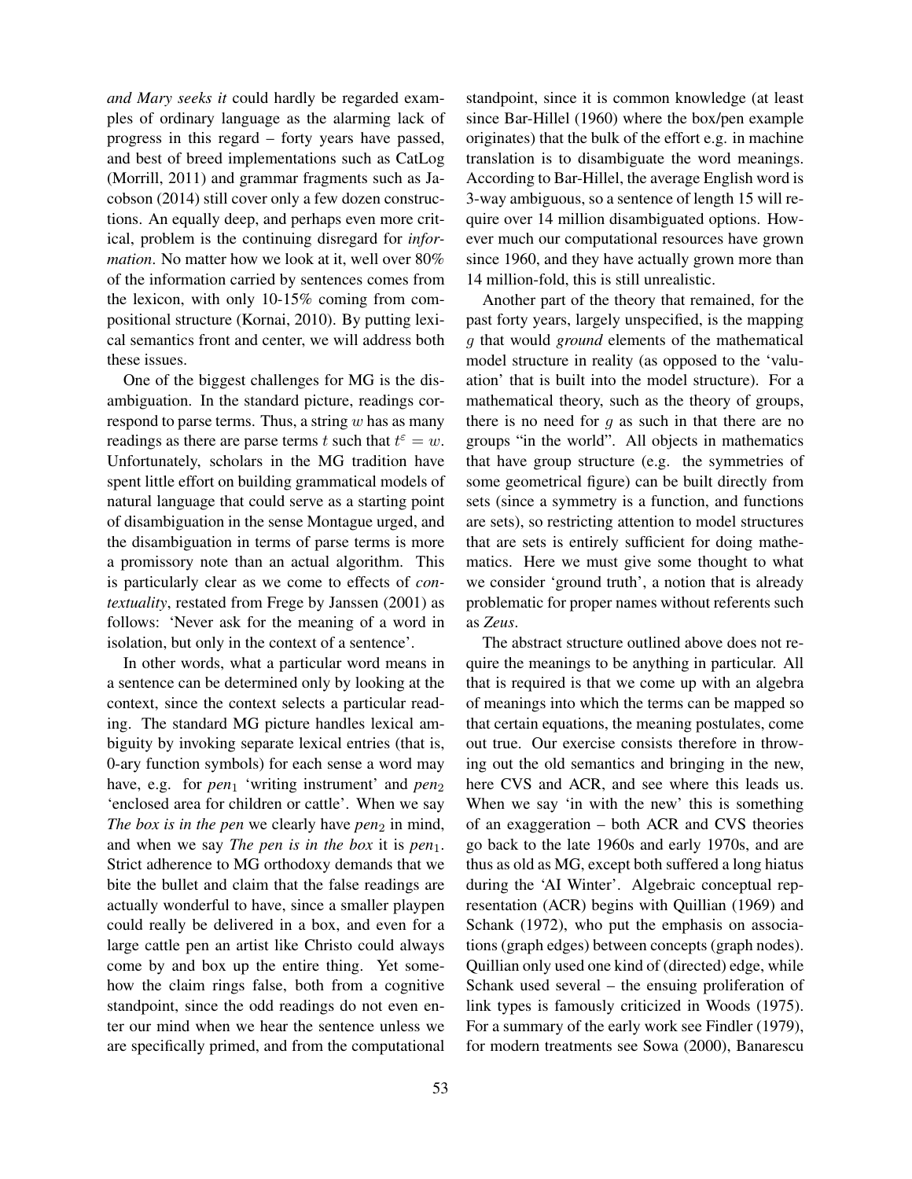*and Mary seeks it* could hardly be regarded examples of ordinary language as the alarming lack of progress in this regard – forty years have passed, and best of breed implementations such as CatLog (Morrill, 2011) and grammar fragments such as Jacobson (2014) still cover only a few dozen constructions. An equally deep, and perhaps even more critical, problem is the continuing disregard for *information*. No matter how we look at it, well over 80% of the information carried by sentences comes from the lexicon, with only 10-15% coming from compositional structure (Kornai, 2010). By putting lexical semantics front and center, we will address both these issues.

One of the biggest challenges for MG is the disambiguation. In the standard picture, readings correspond to parse terms. Thus, a string $w$ has as many readings as there are parse terms $t$ such that $t^{\varepsilon} = w$. Unfortunately, scholars in the MG tradition have spent little effort on building grammatical models of natural language that could serve as a starting point of disambiguation in the sense Montague urged, and the disambiguation in terms of parse terms is more a promissory note than an actual algorithm. This is particularly clear as we come to effects of *contextuality*, restated from Frege by Janssen (2001) as follows: 'Never ask for the meaning of a word in isolation, but only in the context of a sentence'.

In other words, what a particular word means in a sentence can be determined only by looking at the context, since the context selects a particular reading. The standard MG picture handles lexical ambiguity by invoking separate lexical entries (that is, 0-ary function symbols) for each sense a word may have, e.g. for *pen*$_1$ 'writing instrument' and *pen*$_2$ 'enclosed area for children or cattle'. When we say *The box is in the pen* we clearly have *pen*$_2$ in mind, and when we say *The pen is in the box* it is *pen*$_1$. Strict adherence to MG orthodoxy demands that we bite the bullet and claim that the false readings are actually wonderful to have, since a smaller playpen could really be delivered in a box, and even for a large cattle pen an artist like Christo could always come by and box up the entire thing. Yet somehow the claim rings false, both from a cognitive standpoint, since the odd readings do not even enter our mind when we hear the sentence unless we are specifically primed, and from the computational standpoint, since it is common knowledge (at least since Bar-Hillel (1960) where the box/pen example originates) that the bulk of the effort e.g. in machine translation is to disambiguate the word meanings. According to Bar-Hillel, the average English word is 3-way ambiguous, so a sentence of length 15 will require over 14 million disambiguated options. However much our computational resources have grown since 1960, and they have actually grown more than 14 million-fold, this is still unrealistic.

Another part of the theory that remained, for the past forty years, largely unspecified, is the mapping $g$ that would *ground* elements of the mathematical model structure in reality (as opposed to the 'valuation' that is built into the model structure). For a mathematical theory, such as the theory of groups, there is no need for $g$ as such in that there are no groups "in the world". All objects in mathematics that have group structure (e.g. the symmetries of some geometrical figure) can be built directly from sets (since a symmetry is a function, and functions are sets), so restricting attention to model structures that are sets is entirely sufficient for doing mathematics. Here we must give some thought to what we consider 'ground truth', a notion that is already problematic for proper names without referents such as *Zeus*.

The abstract structure outlined above does not require the meanings to be anything in particular. All that is required is that we come up with an algebra of meanings into which the terms can be mapped so that certain equations, the meaning postulates, come out true. Our exercise consists therefore in throwing out the old semantics and bringing in the new, here CVS and ACR, and see where this leads us. When we say 'in with the new' this is something of an exaggeration – both ACR and CVS theories go back to the late 1960s and early 1970s, and are thus as old as MG, except both suffered a long hiatus during the 'AI Winter'. Algebraic conceptual representation (ACR) begins with Quillian (1969) and Schank (1972), who put the emphasis on associations (graph edges) between concepts (graph nodes). Quillian only used one kind of (directed) edge, while Schank used several – the ensuing proliferation of link types is famously criticized in Woods (1975). For a summary of the early work see Findler (1979), for modern treatments see Sowa (2000), Banarescu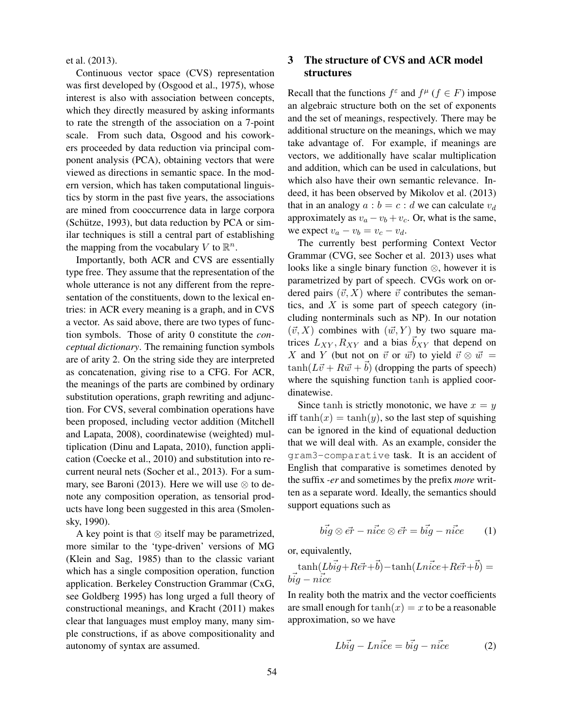et al. (2013).

Continuous vector space (CVS) representation was first developed by (Osgood et al., 1975), whose interest is also with association between concepts, which they directly measured by asking informants to rate the strength of the association on a 7-point scale. From such data, Osgood and his coworkers proceeded by data reduction via principal component analysis (PCA), obtaining vectors that were viewed as directions in semantic space. In the modern version, which has taken computational linguistics by storm in the past five years, the associations are mined from cooccurrence data in large corpora (Schütze, 1993), but data reduction by PCA or similar techniques is still a central part of establishing the mapping from the vocabulary $V$ to $\mathbb{R}^n$.

Importantly, both ACR and CVS are essentially type free. They assume that the representation of the whole utterance is not any different from the representation of the constituents, down to the lexical entries: in ACR every meaning is a graph, and in CVS a vector. As said above, there are two types of function symbols. Those of arity 0 constitute the *conceptual dictionary*. The remaining function symbols are of arity 2. On the string side they are interpreted as concatenation, giving rise to a CFG. For ACR, the meanings of the parts are combined by ordinary substitution operations, graph rewriting and adjunction. For CVS, several combination operations have been proposed, including vector addition (Mitchell and Lapata, 2008), coordinatewise (weighted) multiplication (Dinu and Lapata, 2010), function application (Coecke et al., 2010) and substitution into recurrent neural nets (Socher et al., 2013). For a summary, see Baroni (2013). Here we will use $\otimes$ to denote any composition operation, as tensorial products have long been suggested in this area (Smolensky, 1990).

A key point is that $\otimes$ itself may be parametrized, more similar to the 'type-driven' versions of MG (Klein and Sag, 1985) than to the classic variant which has a single composition operation, function application. Berkeley Construction Grammar (CxG, see Goldberg 1995) has long urged a full theory of constructional meanings, and Kracht (2011) makes clear that languages must employ many, many simple constructions, if as above compositionality and autonomy of syntax are assumed.

## 3 The structure of CVS and ACR model structures

Recall that the functions $f^{\varepsilon}$ and $f^{\mu}$ ($f \in F$) impose an algebraic structure both on the set of exponents and the set of meanings, respectively. There may be additional structure on the meanings, which we may take advantage of. For example, if meanings are vectors, we additionally have scalar multiplication and addition, which can be used in calculations, but which also have their own semantic relevance. Indeed, it has been observed by Mikolov et al. (2013) that in an analogy $a : b = c : d$ we can calculate $v_d$ approximately as $v_a - v_b + v_c$. Or, what is the same, we expect $v_a - v_b = v_c - v_d$.

The currently best performing Context Vector Grammar (CVG, see Socher et al. 2013) uses what looks like a single binary function $\otimes$, however it is parametrized by part of speech. CVGs work on ordered pairs $(\vec{v}, X)$ where $\vec{v}$ contributes the semantics, and $X$ is some part of speech category (including nonterminals such as NP). In our notation $(\vec{v}, X)$ combines with $(\vec{w}, Y)$ by two square matrices $L_{XY}, R_{XY}$ and a bias $\vec{b}_{XY}$ that depend on $X$ and $Y$ (but not on $\vec{v}$ or $\vec{w}$) to yield $\vec{v} \otimes \vec{w} = \tanh(L\vec{v} + R\vec{w} + \vec{b})$ (dropping the parts of speech) where the squishing function $\tanh$ is applied coordinatewise.

Since $\tanh$ is strictly monotonic, we have $x = y$ iff $\tanh(x) = \tanh(y)$, so the last step of squishing can be ignored in the kind of equational deduction that we will deal with. As an example, consider the `gram3-comparative` task. It is an accident of English that comparative is sometimes denoted by the suffix *-er* and sometimes by the prefix *more* written as a separate word. Ideally, the semantics should support equations such as

$$\vec{big} \otimes \vec{er} - \vec{nice} \otimes \vec{er} = \vec{big} - \vec{nice} \qquad (1)$$

or, equivalently,

$\tanh(L\vec{big} + R\vec{er} + \vec{b}) - \tanh(L\vec{nice} + R\vec{er} + \vec{b}) = \vec{big} - \vec{nice}$

In reality both the matrix and the vector coefficients are small enough for $\tanh(x) = x$ to be a reasonable approximation, so we have

$$L\vec{big} - L\vec{nice} = \vec{big} - \vec{nice} \qquad (2)$$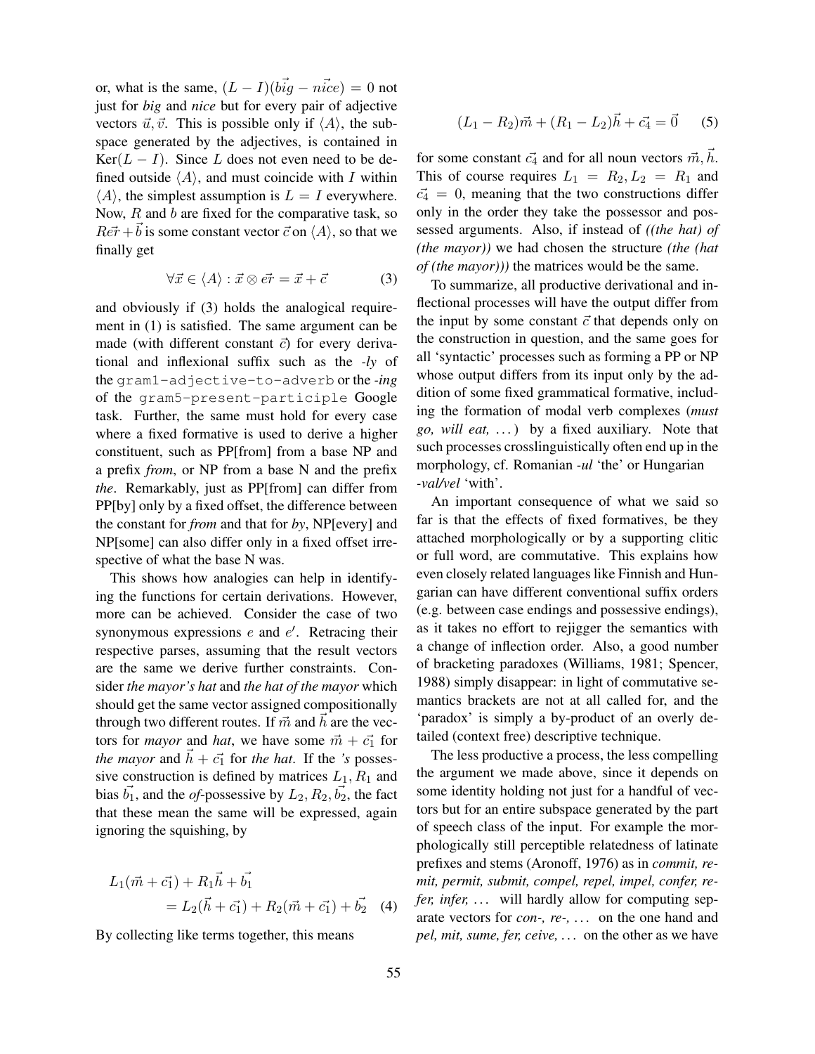or, what is the same, $(L - I)(\vec{big} - \vec{nice}) = 0$ not just for *big* and *nice* but for every pair of adjective vectors $\vec{u}, \vec{v}$. This is possible only if $\langle A \rangle$, the subspace generated by the adjectives, is contained in $\text{Ker}(L - I)$. Since $L$ does not even need to be defined outside $\langle A \rangle$, and must coincide with $I$ within $\langle A \rangle$, the simplest assumption is $L = I$ everywhere. Now, $R$ and $b$ are fixed for the comparative task, so $R\vec{er} + \vec{b}$ is some constant vector $\vec{c}$ on $\langle A \rangle$, so that we finally get

$$\forall \vec{x} \in \langle A \rangle : \vec{x} \otimes \vec{er} = \vec{x} + \vec{c} \tag{3}$$

and obviously if (3) holds the analogical requirement in (1) is satisfied. The same argument can be made (with different constant $\vec{c}$) for every derivational and inflexional suffix such as the *-ly* of the `gram1-adjective-to-adverb` or the *-ing* of the `gram5-present-participle` Google task. Further, the same must hold for every case where a fixed formative is used to derive a higher constituent, such as PP[from] from a base NP and a prefix *from*, or NP from a base N and the prefix *the*. Remarkably, just as PP[from] can differ from PP[by] only by a fixed offset, the difference between the constant for *from* and that for *by*, NP[every] and NP[some] can also differ only in a fixed offset irrespective of what the base N was.

This shows how analogies can help in identifying the functions for certain derivations. However, more can be achieved. Consider the case of two synonymous expressions $e$ and $e'$. Retracing their respective parses, assuming that the result vectors are the same we derive further constraints. Consider *the mayor's hat* and *the hat of the mayor* which should get the same vector assigned compositionally through two different routes. If $\vec{m}$ and $\vec{h}$ are the vectors for *mayor* and *hat*, we have some $\vec{m} + \vec{c_1}$ for *the mayor* and $\vec{h} + \vec{c_1}$ for *the hat*. If the *'s* possessive construction is defined by matrices $L_1, R_1$ and bias $\vec{b_1}$, and the *of*-possessive by $L_2, R_2, \vec{b_2}$, the fact that these mean the same will be expressed, again ignoring the squishing, by

$$\begin{aligned} L_1(\vec{m} + \vec{c_1}) + R_1\vec{h} + \vec{b_1} \\ = L_2(\vec{h} + \vec{c_1}) + R_2(\vec{m} + \vec{c_1}) + \vec{b_2} \end{aligned} \tag{4}$$

By collecting like terms together, this means

$$(L_1 - R_2)\vec{m} + (R_1 - L_2)\vec{h} + \vec{c_4} = \vec{0} \tag{5}$$

for some constant $\vec{c_4}$ and for all noun vectors $\vec{m}, \vec{h}$. This of course requires $L_1 = R_2, L_2 = R_1$ and $\vec{c_4} = 0$, meaning that the two constructions differ only in the order they take the possessor and possessed arguments. Also, if instead of *((the hat) of (the mayor))* we had chosen the structure *(the (hat of (the mayor)))* the matrices would be the same.

To summarize, all productive derivational and inflectional processes will have the output differ from the input by some constant $\vec{c}$ that depends only on the construction in question, and the same goes for all 'syntactic' processes such as forming a PP or NP whose output differs from its input only by the addition of some fixed grammatical formative, including the formation of modal verb complexes (*must go, will eat, ...*) by a fixed auxiliary. Note that such processes crosslinguistically often end up in the morphology, cf. Romanian *-ul* 'the' or Hungarian *-val/vel* 'with'.

An important consequence of what we said so far is that the effects of fixed formatives, be they attached morphologically or by a supporting clitic or full word, are commutative. This explains how even closely related languages like Finnish and Hungarian can have different conventional suffix orders (e.g. between case endings and possessive endings), as it takes no effort to rejigger the semantics with a change of inflection order. Also, a good number of bracketing paradoxes (Williams, 1981; Spencer, 1988) simply disappear: in light of commutative semantics brackets are not at all called for, and the 'paradox' is simply a by-product of an overly detailed (context free) descriptive technique.

The less productive a process, the less compelling the argument we made above, since it depends on some identity holding not just for a handful of vectors but for an entire subspace generated by the part of speech class of the input. For example the morphologically still perceptible relatedness of latinate prefixes and stems (Aronoff, 1976) as in *commit, remit, permit, submit, compel, repel, impel, confer, refer, infer, ...* will hardly allow for computing separate vectors for *con-, re-, ...* on the one hand and *pel, mit, sume, fer, ceive, ...* on the other as we have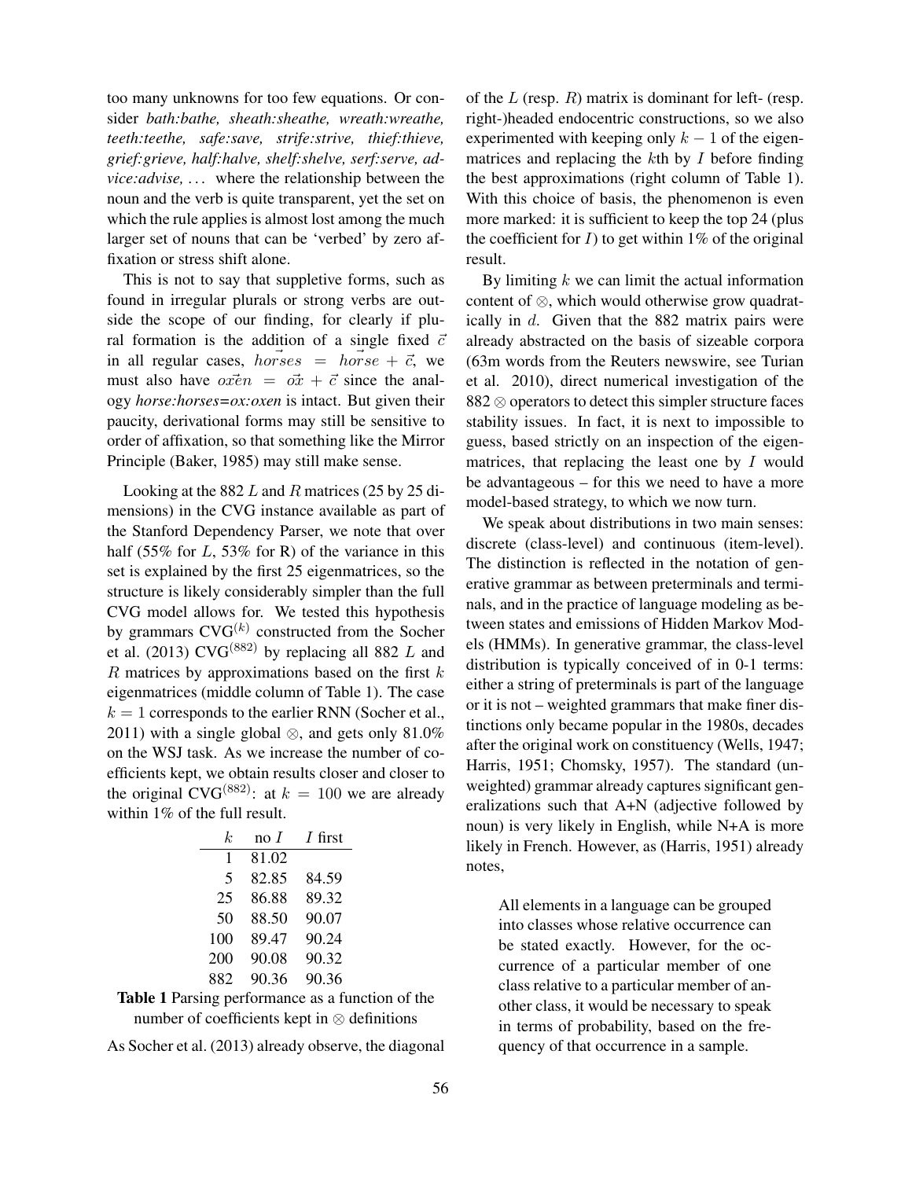too many unknowns for too few equations. Or consider *bath:bathe, sheath:sheathe, wreath:wreathe, teeth:teethe, safe:save, strife:strive, thief:thieve, grief:grieve, half:halve, shelf:shelve, serf:serve, advice:advise, ...* where the relationship between the noun and the verb is quite transparent, yet the set on which the rule applies is almost lost among the much larger set of nouns that can be 'verbed' by zero affixation or stress shift alone.

This is not to say that suppletive forms, such as found in irregular plurals or strong verbs are outside the scope of our finding, for clearly if plural formation is the addition of a single fixed $\vec{c}$ in all regular cases, $\vec{horses} = \vec{horse} + \vec{c}$, we must also have $\vec{oxen} = \vec{ox} + \vec{c}$ since the analogy *horse:horses=ox:oxen* is intact. But given their paucity, derivational forms may still be sensitive to order of affixation, so that something like the Mirror Principle (Baker, 1985) may still make sense.

Looking at the 882 $L$ and $R$ matrices (25 by 25 dimensions) in the CVG instance available as part of the Stanford Dependency Parser, we note that over half (55% for $L$, 53% for R) of the variance in this set is explained by the first 25 eigenmatrices, so the structure is likely considerably simpler than the full CVG model allows for. We tested this hypothesis by grammars CVG$^{(k)}$ constructed from the Socher et al. (2013) CVG$^{(882)}$ by replacing all 882 $L$ and $R$ matrices by approximations based on the first $k$ eigenmatrices (middle column of Table 1). The case $k = 1$ corresponds to the earlier RNN (Socher et al., 2011) with a single global $\otimes$, and gets only 81.0% on the WSJ task. As we increase the number of coefficients kept, we obtain results closer and closer to the original CVG$^{(882)}$: at $k = 100$ we are already within 1% of the full result.

| $k$ | no $I$ | $I$ first |
|---|---|---|
| 1 | 81.02 | |
| 5 | 82.85 | 84.59 |
| 25 | 86.88 | 89.32 |
| 50 | 88.50 | 90.07 |
| 100 | 89.47 | 90.24 |
| 200 | 90.08 | 90.32 |
| 882 | 90.36 | 90.36 |

**Table 1** Parsing performance as a function of the number of coefficients kept in $\otimes$ definitions

As Socher et al. (2013) already observe, the diagonal of the $L$ (resp. $R$) matrix is dominant for left- (resp. right-)headed endocentric constructions, so we also experimented with keeping only $k-1$ of the eigenmatrices and replacing the $k$th by $I$ before finding the best approximations (right column of Table 1). With this choice of basis, the phenomenon is even more marked: it is sufficient to keep the top 24 (plus the coefficient for $I$) to get within 1% of the original result.

By limiting $k$ we can limit the actual information content of $\otimes$, which would otherwise grow quadratically in $d$. Given that the 882 matrix pairs were already abstracted on the basis of sizeable corpora (63m words from the Reuters newswire, see Turian et al. 2010), direct numerical investigation of the 882 $\otimes$ operators to detect this simpler structure faces stability issues. In fact, it is next to impossible to guess, based strictly on an inspection of the eigenmatrices, that replacing the least one by $I$ would be advantageous – for this we need to have a more model-based strategy, to which we now turn.

We speak about distributions in two main senses: discrete (class-level) and continuous (item-level). The distinction is reflected in the notation of generative grammar as between preterminals and terminals, and in the practice of language modeling as between states and emissions of Hidden Markov Models (HMMs). In generative grammar, the class-level distribution is typically conceived of in 0-1 terms: either a string of preterminals is part of the language or it is not – weighted grammars that make finer distinctions only became popular in the 1980s, decades after the original work on constituency (Wells, 1947; Harris, 1951; Chomsky, 1957). The standard (unweighted) grammar already captures significant generalizations such that A+N (adjective followed by noun) is very likely in English, while N+A is more likely in French. However, as (Harris, 1951) already notes,

> All elements in a language can be grouped into classes whose relative occurrence can be stated exactly. However, for the occurrence of a particular member of one class relative to a particular member of another class, it would be necessary to speak in terms of probability, based on the frequency of that occurrence in a sample.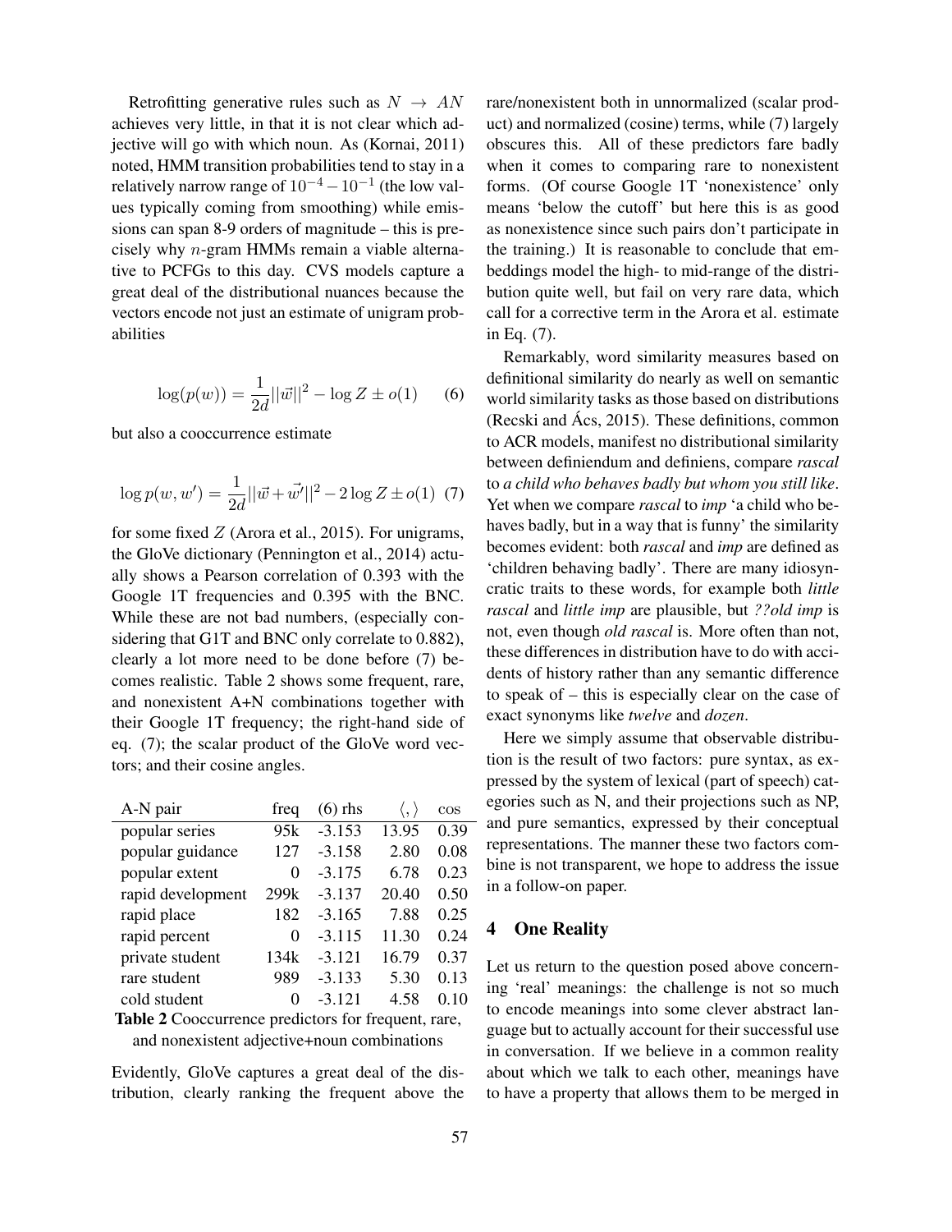Retrofitting generative rules such as $N \rightarrow AN$ achieves very little, in that it is not clear which adjective will go with which noun. As (Kornai, 2011) noted, HMM transition probabilities tend to stay in a relatively narrow range of $10^{-4} - 10^{-1}$ (the low values typically coming from smoothing) while emissions can span 8-9 orders of magnitude – this is precisely why $n$-gram HMMs remain a viable alternative to PCFGs to this day. CVS models capture a great deal of the distributional nuances because the vectors encode not just an estimate of unigram probabilities

$$\log(p(w)) = \frac{1}{2d}||\vec{w}||^2 - \log Z \pm o(1) \quad (6)$$

but also a cooccurrence estimate

$$\log p(w, w') = \frac{1}{2d}||\vec{w} + \vec{w'}||^2 - 2\log Z \pm o(1) \quad (7)$$

for some fixed $Z$ (Arora et al., 2015). For unigrams, the GloVe dictionary (Pennington et al., 2014) actually shows a Pearson correlation of 0.393 with the Google 1T frequencies and 0.395 with the BNC. While these are not bad numbers, (especially considering that G1T and BNC only correlate to 0.882), clearly a lot more need to be done before (7) becomes realistic. Table 2 shows some frequent, rare, and nonexistent A+N combinations together with their Google 1T frequency; the right-hand side of eq. (7); the scalar product of the GloVe word vectors; and their cosine angles.

| A-N pair | freq | (6) rhs | $\langle , \rangle$ | cos |
|---|---|---|---|---|
| popular series | 95k | -3.153 | 13.95 | 0.39 |
| popular guidance | 127 | -3.158 | 2.80 | 0.08 |
| popular extent | 0 | -3.175 | 6.78 | 0.23 |
| rapid development | 299k | -3.137 | 20.40 | 0.50 |
| rapid place | 182 | -3.165 | 7.88 | 0.25 |
| rapid percent | 0 | -3.115 | 11.30 | 0.24 |
| private student | 134k | -3.121 | 16.79 | 0.37 |
| rare student | 989 | -3.133 | 5.30 | 0.13 |
| cold student | 0 | -3.121 | 4.58 | 0.10 |

**Table 2** Cooccurrence predictors for frequent, rare, and nonexistent adjective+noun combinations

Evidently, GloVe captures a great deal of the distribution, clearly ranking the frequent above the rare/nonexistent both in unnormalized (scalar product) and normalized (cosine) terms, while (7) largely obscures this. All of these predictors fare badly when it comes to comparing rare to nonexistent forms. (Of course Google 1T 'nonexistence' only means 'below the cutoff' but here this is as good as nonexistence since such pairs don't participate in the training.) It is reasonable to conclude that embeddings model the high- to mid-range of the distribution quite well, but fail on very rare data, which call for a corrective term in the Arora et al. estimate in Eq. (7).

Remarkably, word similarity measures based on definitional similarity do nearly as well on semantic world similarity tasks as those based on distributions (Recski and Ács, 2015). These definitions, common to ACR models, manifest no distributional similarity between definiendum and definiens, compare *rascal* to *a child who behaves badly but whom you still like*. Yet when we compare *rascal* to *imp* 'a child who behaves badly, but in a way that is funny' the similarity becomes evident: both *rascal* and *imp* are defined as 'children behaving badly'. There are many idiosyncratic traits to these words, for example both *little rascal* and *little imp* are plausible, but *??old imp* is not, even though *old rascal* is. More often than not, these differences in distribution have to do with accidents of history rather than any semantic difference to speak of – this is especially clear on the case of exact synonyms like *twelve* and *dozen*.

Here we simply assume that observable distribution is the result of two factors: pure syntax, as expressed by the system of lexical (part of speech) categories such as N, and their projections such as NP, and pure semantics, expressed by their conceptual representations. The manner these two factors combine is not transparent, we hope to address the issue in a follow-on paper.

## 4 One Reality

Let us return to the question posed above concerning 'real' meanings: the challenge is not so much to encode meanings into some clever abstract language but to actually account for their successful use in conversation. If we believe in a common reality about which we talk to each other, meanings have to have a property that allows them to be merged in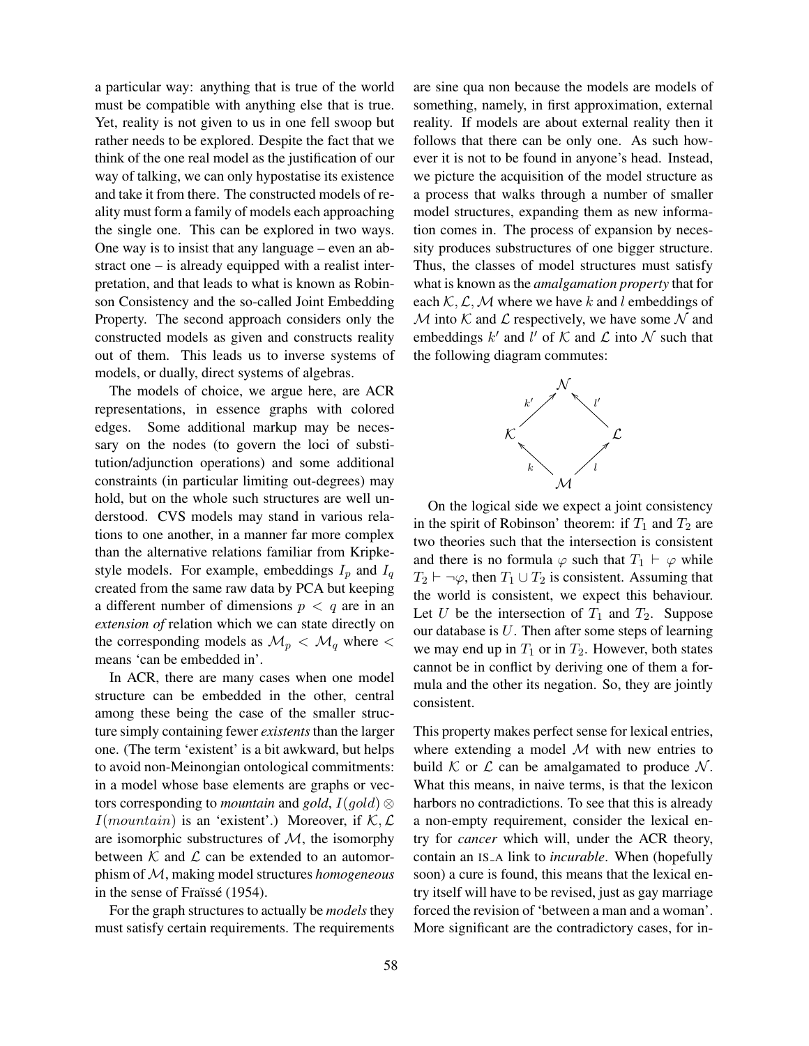a particular way: anything that is true of the world must be compatible with anything else that is true. Yet, reality is not given to us in one fell swoop but rather needs to be explored. Despite the fact that we think of the one real model as the justification of our way of talking, we can only hypostatise its existence and take it from there. The constructed models of reality must form a family of models each approaching the single one. This can be explored in two ways. One way is to insist that any language – even an abstract one – is already equipped with a realist interpretation, and that leads to what is known as Robinson Consistency and the so-called Joint Embedding Property. The second approach considers only the constructed models as given and constructs reality out of them. This leads us to inverse systems of models, or dually, direct systems of algebras.

The models of choice, we argue here, are ACR representations, in essence graphs with colored edges. Some additional markup may be necessary on the nodes (to govern the loci of substitution/adjunction operations) and some additional constraints (in particular limiting out-degrees) may hold, but on the whole such structures are well understood. CVS models may stand in various relations to one another, in a manner far more complex than the alternative relations familiar from Kripke-style models. For example, embeddings $I_p$ and $I_q$ created from the same raw data by PCA but keeping a different number of dimensions $p < q$ are in an *extension of* relation which we can state directly on the corresponding models as $\mathcal{M}_p < \mathcal{M}_q$ where $<$ means 'can be embedded in'.

In ACR, there are many cases when one model structure can be embedded in the other, central among these being the case of the smaller structure simply containing fewer *existents* than the larger one. (The term 'existent' is a bit awkward, but helps to avoid non-Meinongian ontological commitments: in a model whose base elements are graphs or vectors corresponding to *mountain* and *gold*, $I(gold) \otimes I(mountain)$ is an 'existent'.) Moreover, if $\mathcal{K}, \mathcal{L}$ are isomorphic substructures of $\mathcal{M}$, the isomorphy between $\mathcal{K}$ and $\mathcal{L}$ can be extended to an automorphism of $\mathcal{M}$, making model structures *homogeneous* in the sense of Fraïssé (1954).

For the graph structures to actually be *models* they must satisfy certain requirements. The requirements are sine qua non because the models are models of something, namely, in first approximation, external reality. If models are about external reality then it follows that there can be only one. As such however it is not to be found in anyone's head. Instead, we picture the acquisition of the model structure as a process that walks through a number of smaller model structures, expanding them as new information comes in. The process of expansion by necessity produces substructures of one bigger structure. Thus, the classes of model structures must satisfy what is known as the *amalgamation property* that for each $\mathcal{K}, \mathcal{L}, \mathcal{M}$ where we have $k$ and $l$ embeddings of $\mathcal{M}$ into $\mathcal{K}$ and $\mathcal{L}$ respectively, we have some $\mathcal{N}$ and embeddings $k'$ and $l'$ of $\mathcal{K}$ and $\mathcal{L}$ into $\mathcal{N}$ such that the following diagram commutes:

$$
\begin{array}{ccccc}
 & & \mathcal{N} & & \\
 & \overset{k'}{\nearrow} & & \overset{l'}{\nwarrow} & \\
\mathcal{K} & & & & \mathcal{L} \\
 & \underset{k}{\nwarrow} & & \underset{l}{\nearrow} & \\
 & & \mathcal{M} & &
\end{array}
$$

On the logical side we expect a joint consistency in the spirit of Robinson' theorem: if $T_1$ and $T_2$ are two theories such that the intersection is consistent and there is no formula $\varphi$ such that $T_1 \vdash \varphi$ while $T_2 \vdash \neg\varphi$, then $T_1 \cup T_2$ is consistent. Assuming that the world is consistent, we expect this behaviour. Let $U$ be the intersection of $T_1$ and $T_2$. Suppose our database is $U$. Then after some steps of learning we may end up in $T_1$ or in $T_2$. However, both states cannot be in conflict by deriving one of them a formula and the other its negation. So, they are jointly consistent.

This property makes perfect sense for lexical entries, where extending a model $\mathcal{M}$ with new entries to build $\mathcal{K}$ or $\mathcal{L}$ can be amalgamated to produce $\mathcal{N}$. What this means, in naive terms, is that the lexicon harbors no contradictions. To see that this is already a non-empty requirement, consider the lexical entry for *cancer* which will, under the ACR theory, contain an IS_A link to *incurable*. When (hopefully soon) a cure is found, this means that the lexical entry itself will have to be revised, just as gay marriage forced the revision of 'between a man and a woman'. More significant are the contradictory cases, for in-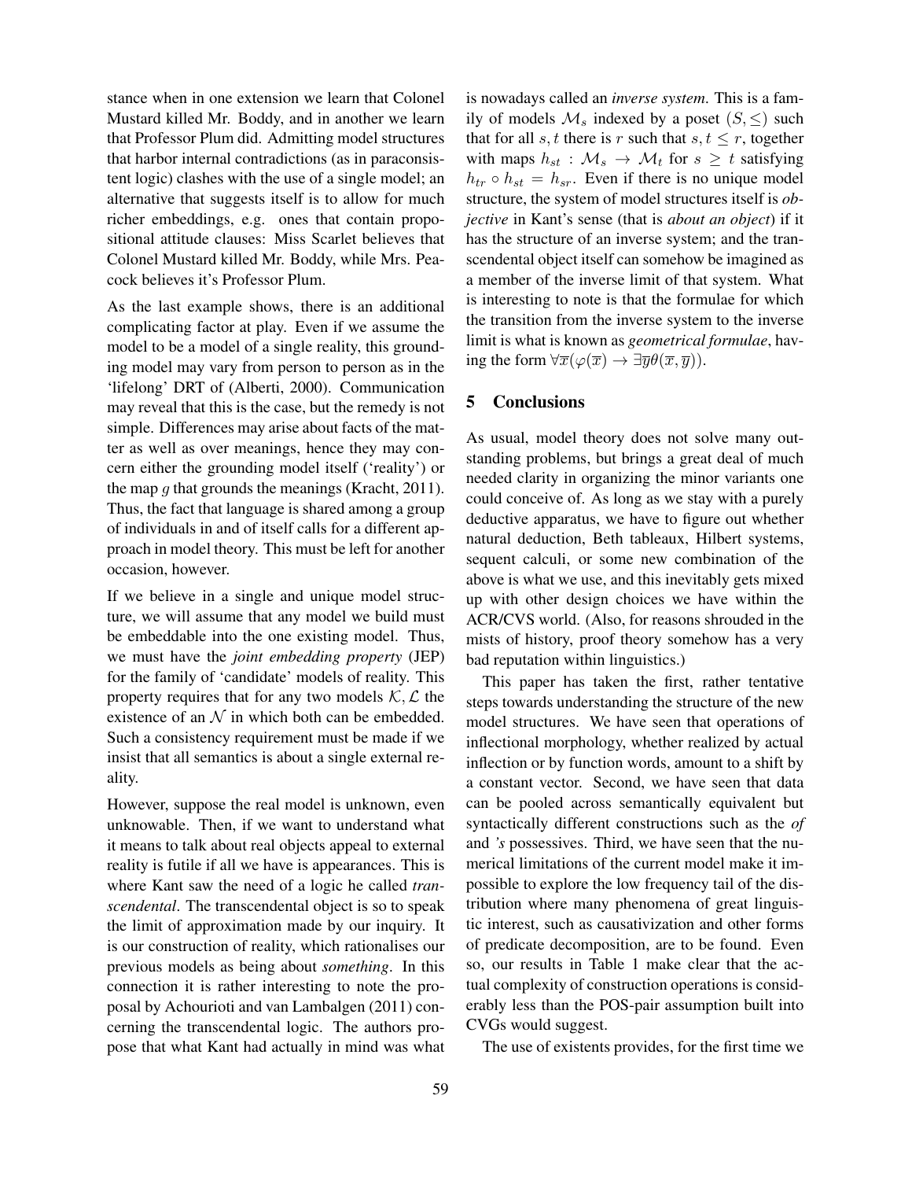stance when in one extension we learn that Colonel Mustard killed Mr. Boddy, and in another we learn that Professor Plum did. Admitting model structures that harbor internal contradictions (as in paraconsistent logic) clashes with the use of a single model; an alternative that suggests itself is to allow for much richer embeddings, e.g. ones that contain propositional attitude clauses: Miss Scarlet believes that Colonel Mustard killed Mr. Boddy, while Mrs. Peacock believes it's Professor Plum.

As the last example shows, there is an additional complicating factor at play. Even if we assume the model to be a model of a single reality, this grounding model may vary from person to person as in the 'lifelong' DRT of (Alberti, 2000). Communication may reveal that this is the case, but the remedy is not simple. Differences may arise about facts of the matter as well as over meanings, hence they may concern either the grounding model itself ('reality') or the map $g$ that grounds the meanings (Kracht, 2011). Thus, the fact that language is shared among a group of individuals in and of itself calls for a different approach in model theory. This must be left for another occasion, however.

If we believe in a single and unique model structure, we will assume that any model we build must be embeddable into the one existing model. Thus, we must have the *joint embedding property* (JEP) for the family of 'candidate' models of reality. This property requires that for any two models $\mathcal{K}, \mathcal{L}$ the existence of an $\mathcal{N}$ in which both can be embedded. Such a consistency requirement must be made if we insist that all semantics is about a single external reality.

However, suppose the real model is unknown, even unknowable. Then, if we want to understand what it means to talk about real objects appeal to external reality is futile if all we have is appearances. This is where Kant saw the need of a logic he called *transcendental*. The transcendental object is so to speak the limit of approximation made by our inquiry. It is our construction of reality, which rationalises our previous models as being about *something*. In this connection it is rather interesting to note the proposal by Achourioti and van Lambalgen (2011) concerning the transcendental logic. The authors propose that what Kant had actually in mind was what is nowadays called an *inverse system*. This is a family of models $\mathcal{M}_s$ indexed by a poset $(S, \leq)$ such that for all $s, t$ there is $r$ such that $s, t \leq r$, together with maps $h_{st} : \mathcal{M}_s \to \mathcal{M}_t$ for $s \geq t$ satisfying $h_{tr} \circ h_{st} = h_{sr}$. Even if there is no unique model structure, the system of model structures itself is *objective* in Kant's sense (that is *about an object*) if it has the structure of an inverse system; and the transcendental object itself can somehow be imagined as a member of the inverse limit of that system. What is interesting to note is that the formulae for which the transition from the inverse system to the inverse limit is what is known as *geometrical formulae*, having the form $\forall \overline{x}(\varphi(\overline{x}) \to \exists \overline{y}\theta(\overline{x}, \overline{y}))$.

## 5 Conclusions

As usual, model theory does not solve many outstanding problems, but brings a great deal of much needed clarity in organizing the minor variants one could conceive of. As long as we stay with a purely deductive apparatus, we have to figure out whether natural deduction, Beth tableaux, Hilbert systems, sequent calculi, or some new combination of the above is what we use, and this inevitably gets mixed up with other design choices we have within the ACR/CVS world. (Also, for reasons shrouded in the mists of history, proof theory somehow has a very bad reputation within linguistics.)

This paper has taken the first, rather tentative steps towards understanding the structure of the new model structures. We have seen that operations of inflectional morphology, whether realized by actual inflection or by function words, amount to a shift by a constant vector. Second, we have seen that data can be pooled across semantically equivalent but syntactically different constructions such as the *of* and *'s* possessives. Third, we have seen that the numerical limitations of the current model make it impossible to explore the low frequency tail of the distribution where many phenomena of great linguistic interest, such as causativization and other forms of predicate decomposition, are to be found. Even so, our results in Table 1 make clear that the actual complexity of construction operations is considerably less than the POS-pair assumption built into CVGs would suggest.

The use of existents provides, for the first time we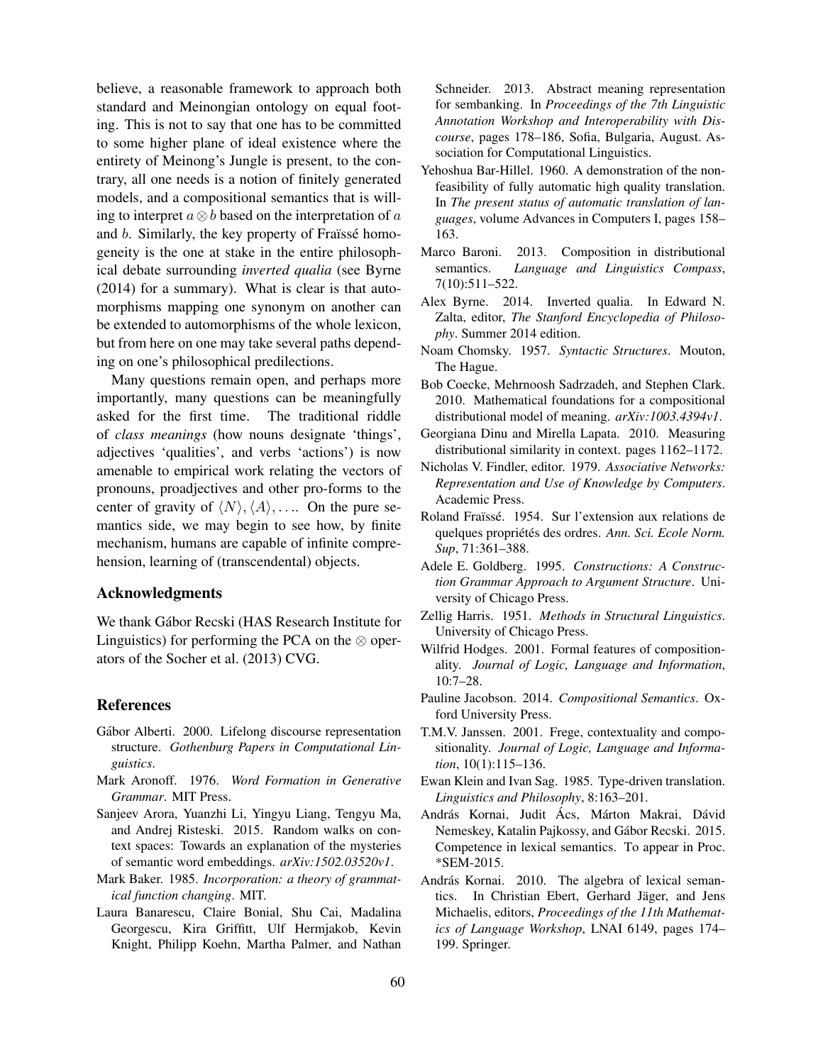believe, a reasonable framework to approach both standard and Meinongian ontology on equal footing. This is not to say that one has to be committed to some higher plane of ideal existence where the entirety of Meinong's Jungle is present, to the contrary, all one needs is a notion of finitely generated models, and a compositional semantics that is willing to interpret $a \otimes b$ based on the interpretation of $a$ and $b$. Similarly, the key property of Fraïssé homogeneity is the one at stake in the entire philosophical debate surrounding *inverted qualia* (see Byrne (2014) for a summary). What is clear is that automorphisms mapping one synonym on another can be extended to automorphisms of the whole lexicon, but from here on one may take several paths depending on one's philosophical predilections.

Many questions remain open, and perhaps more importantly, many questions can be meaningfully asked for the first time. The traditional riddle of *class meanings* (how nouns designate 'things', adjectives 'qualities', and verbs 'actions') is now amenable to empirical work relating the vectors of pronouns, proadjectives and other pro-forms to the center of gravity of $\langle N \rangle, \langle A \rangle, \ldots$. On the pure semantics side, we may begin to see how, by finite mechanism, humans are capable of infinite comprehension, learning of (transcendental) objects.

## Acknowledgments

We thank Gábor Recski (HAS Research Institute for Linguistics) for performing the PCA on the $\otimes$ operators of the Socher et al. (2013) CVG.

## References

Gábor Alberti. 2000. Lifelong discourse representation structure. *Gothenburg Papers in Computational Linguistics*.

Mark Aronoff. 1976. *Word Formation in Generative Grammar*. MIT Press.

Sanjeev Arora, Yuanzhi Li, Yingyu Liang, Tengyu Ma, and Andrej Risteski. 2015. Random walks on context spaces: Towards an explanation of the mysteries of semantic word embeddings. *arXiv:1502.03520v1*.

Mark Baker. 1985. *Incorporation: a theory of grammatical function changing*. MIT.

Laura Banarescu, Claire Bonial, Shu Cai, Madalina Georgescu, Kira Griffitt, Ulf Hermjakob, Kevin Knight, Philipp Koehn, Martha Palmer, and Nathan Schneider. 2013. Abstract meaning representation for sembanking. In *Proceedings of the 7th Linguistic Annotation Workshop and Interoperability with Discourse*, pages 178–186, Sofia, Bulgaria, August. Association for Computational Linguistics.

Yehoshua Bar-Hillel. 1960. A demonstration of the nonfeasibility of fully automatic high quality translation. In *The present status of automatic translation of languages*, volume Advances in Computers I, pages 158–163.

Marco Baroni. 2013. Composition in distributional semantics. *Language and Linguistics Compass*, 7(10):511–522.

Alex Byrne. 2014. Inverted qualia. In Edward N. Zalta, editor, *The Stanford Encyclopedia of Philosophy*. Summer 2014 edition.

Noam Chomsky. 1957. *Syntactic Structures*. Mouton, The Hague.

Bob Coecke, Mehrnoosh Sadrzadeh, and Stephen Clark. 2010. Mathematical foundations for a compositional distributional model of meaning. *arXiv:1003.4394v1*.

Georgiana Dinu and Mirella Lapata. 2010. Measuring distributional similarity in context. pages 1162–1172.

Nicholas V. Findler, editor. 1979. *Associative Networks: Representation and Use of Knowledge by Computers*. Academic Press.

Roland Fraïssé. 1954. Sur l'extension aux relations de quelques propriétés des ordres. *Ann. Sci. Ecole Norm. Sup*, 71:361–388.

Adele E. Goldberg. 1995. *Constructions: A Construction Grammar Approach to Argument Structure*. University of Chicago Press.

Zellig Harris. 1951. *Methods in Structural Linguistics*. University of Chicago Press.

Wilfrid Hodges. 2001. Formal features of compositionality. *Journal of Logic, Language and Information*, 10:7–28.

Pauline Jacobson. 2014. *Compositional Semantics*. Oxford University Press.

T.M.V. Janssen. 2001. Frege, contextuality and compositionality. *Journal of Logic, Language and Information*, 10(1):115–136.

Ewan Klein and Ivan Sag. 1985. Type-driven translation. *Linguistics and Philosophy*, 8:163–201.

András Kornai, Judit Ács, Márton Makrai, Dávid Nemeskey, Katalin Pajkossy, and Gábor Recski. 2015. Competence in lexical semantics. To appear in Proc. *SEM-2015.

András Kornai. 2010. The algebra of lexical semantics. In Christian Ebert, Gerhard Jäger, and Jens Michaelis, editors, *Proceedings of the 11th Mathematics of Language Workshop*, LNAI 6149, pages 174–199. Springer.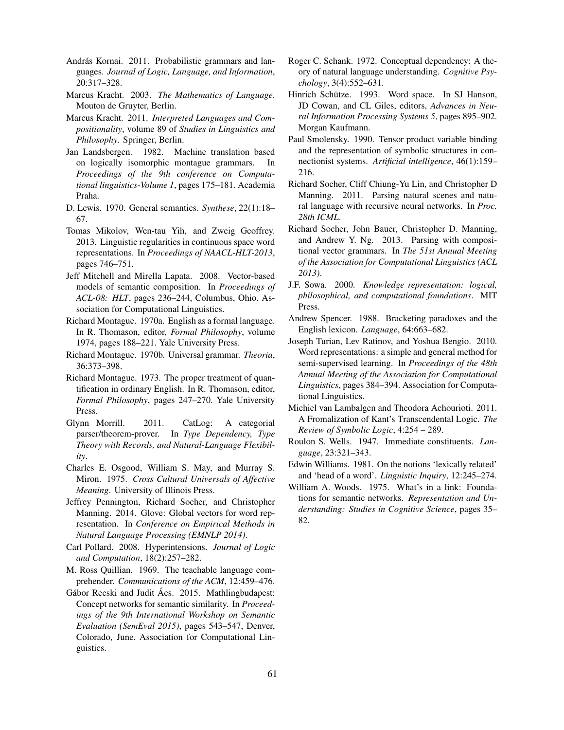András Kornai. 2011. Probabilistic grammars and languages. *Journal of Logic, Language, and Information*, 20:317–328.

Marcus Kracht. 2003. *The Mathematics of Language*. Mouton de Gruyter, Berlin.

Marcus Kracht. 2011. *Interpreted Languages and Compositionality*, volume 89 of *Studies in Linguistics and Philosophy*. Springer, Berlin.

Jan Landsbergen. 1982. Machine translation based on logically isomorphic montague grammars. In *Proceedings of the 9th conference on Computational linguistics-Volume 1*, pages 175–181. Academia Praha.

D. Lewis. 1970. General semantics. *Synthese*, 22(1):18–67.

Tomas Mikolov, Wen-tau Yih, and Zweig Geoffrey. 2013. Linguistic regularities in continuous space word representations. In *Proceedings of NAACL-HLT-2013*, pages 746–751.

Jeff Mitchell and Mirella Lapata. 2008. Vector-based models of semantic composition. In *Proceedings of ACL-08: HLT*, pages 236–244, Columbus, Ohio. Association for Computational Linguistics.

Richard Montague. 1970a. English as a formal language. In R. Thomason, editor, *Formal Philosophy*, volume 1974, pages 188–221. Yale University Press.

Richard Montague. 1970b. Universal grammar. *Theoria*, 36:373–398.

Richard Montague. 1973. The proper treatment of quantification in ordinary English. In R. Thomason, editor, *Formal Philosophy*, pages 247–270. Yale University Press.

Glynn Morrill. 2011. CatLog: A categorial parser/theorem-prover. In *Type Dependency, Type Theory with Records, and Natural-Language Flexibility*.

Charles E. Osgood, William S. May, and Murray S. Miron. 1975. *Cross Cultural Universals of Affective Meaning*. University of Illinois Press.

Jeffrey Pennington, Richard Socher, and Christopher Manning. 2014. Glove: Global vectors for word representation. In *Conference on Empirical Methods in Natural Language Processing (EMNLP 2014)*.

Carl Pollard. 2008. Hyperintensions. *Journal of Logic and Computation*, 18(2):257–282.

M. Ross Quillian. 1969. The teachable language comprehender. *Communications of the ACM*, 12:459–476.

Gábor Recski and Judit Ács. 2015. Mathlingbudapest: Concept networks for semantic similarity. In *Proceedings of the 9th International Workshop on Semantic Evaluation (SemEval 2015)*, pages 543–547, Denver, Colorado, June. Association for Computational Linguistics.

Roger C. Schank. 1972. Conceptual dependency: A theory of natural language understanding. *Cognitive Psychology*, 3(4):552–631.

Hinrich Schütze. 1993. Word space. In SJ Hanson, JD Cowan, and CL Giles, editors, *Advances in Neural Information Processing Systems 5*, pages 895–902. Morgan Kaufmann.

Paul Smolensky. 1990. Tensor product variable binding and the representation of symbolic structures in connectionist systems. *Artificial intelligence*, 46(1):159–216.

Richard Socher, Cliff Chiung-Yu Lin, and Christopher D Manning. 2011. Parsing natural scenes and natural language with recursive neural networks. In *Proc. 28th ICML*.

Richard Socher, John Bauer, Christopher D. Manning, and Andrew Y. Ng. 2013. Parsing with compositional vector grammars. In *The 51st Annual Meeting of the Association for Computational Linguistics (ACL 2013)*.

J.F. Sowa. 2000. *Knowledge representation: logical, philosophical, and computational foundations*. MIT Press.

Andrew Spencer. 1988. Bracketing paradoxes and the English lexicon. *Language*, 64:663–682.

Joseph Turian, Lev Ratinov, and Yoshua Bengio. 2010. Word representations: a simple and general method for semi-supervised learning. In *Proceedings of the 48th Annual Meeting of the Association for Computational Linguistics*, pages 384–394. Association for Computational Linguistics.

Michiel van Lambalgen and Theodora Achourioti. 2011. A Fromalization of Kant's Transcendental Logic. *The Review of Symbolic Logic*, 4:254 – 289.

Roulon S. Wells. 1947. Immediate constituents. *Language*, 23:321–343.

Edwin Williams. 1981. On the notions 'lexically related' and 'head of a word'. *Linguistic Inquiry*, 12:245–274.

William A. Woods. 1975. What's in a link: Foundations for semantic networks. *Representation and Understanding: Studies in Cognitive Science*, pages 35–82.